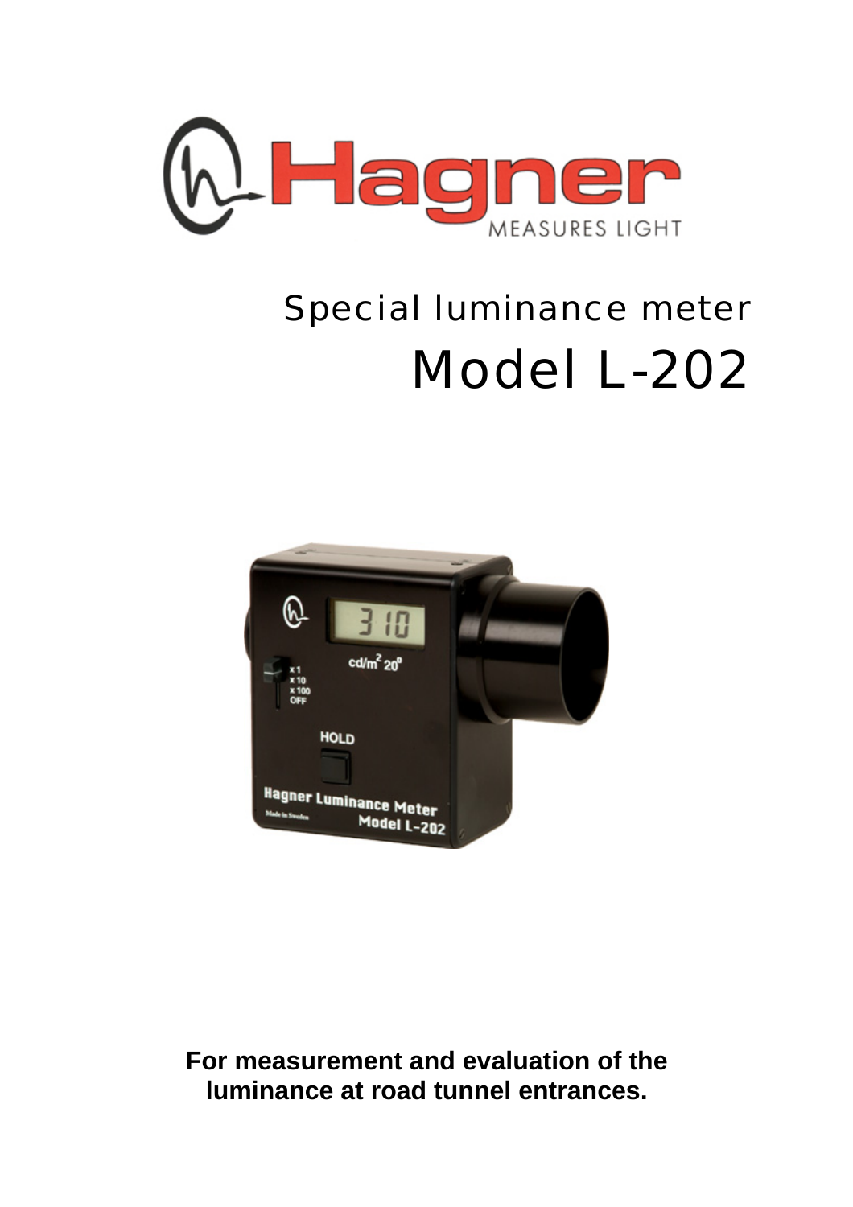# Special luminance meter

# Model L-202

**For measurement and evaluation of the luminance at road tunnel entrances.**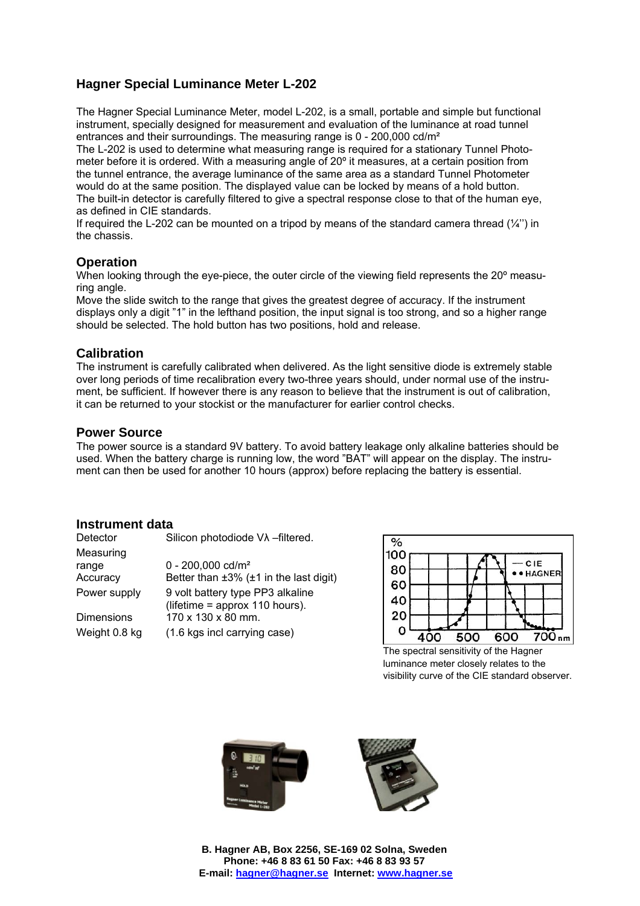## Hagner Special Luminance Meter L-202

The Hagner Special Luminance Meter, model L-202, is a small, portable and simple but functional instrument, specially designed for measurement and evaluation of the luminance at road tunnel entrances and their surroundings. The measuring range is 0 - 200,000 cd/m²

The L-202 is used to determine what measuring range is required for a stationary Tunnel Photometer before it is ordered. With a measuring angle of 20º it measures, at a certain position from the tunnel entrance, the average luminance of the same area as a standard Tunnel Photometer would do at the same position. The displayed value can be locked by means of a hold button.

The built-in detector is carefully filtered to give a spectral response close to that of the human eye, as defined in CIE standards.

If required the L-202 can be mounted on a tripod by means of the standard camera thread (¼'') in the chassis.

### Operation

When looking through the eye-piece, the outer circle of the viewing field represents the 20º measuring angle.

Move the slide switch to the range that gives the greatest degree of accuracy. If the instrument displays only a digit "1" in the lefthand position, the input signal is too strong, and so a higher range should be selected. The hold button has two positions, hold and release.

### Calibration

The instrument is carefully calibrated when delivered. As the light sensitive diode is extremely stable over long periods of time recalibration every two-three years should, under normal use of the instrument, be sufficient. If however there is any reason to believe that the instrument is out of calibration, it can be returned to your stockist or the manufacturer for earlier control checks.

### Power Source

The power source is a standard 9V battery. To avoid battery leakage only alkaline batteries should be used. When the battery charge is running low, the word "BAT" will appear on the display. The instrument can then be used for another 10 hours (approx) before replacing the battery is essential.

### Instrument data

| | |
|---|---|
| Detector | Silicon photodiode Vλ –filtered. |
| Measuring range | 0 - 200,000 cd/m² |
| Accuracy | Better than ±3% (±1 in the last digit) |
| Power supply | 9 volt battery type PP3 alkaline (lifetime = approx 110 hours). |
| Dimensions | 170 x 130 x 80 mm. |
| Weight 0.8 kg | (1.6 kgs incl carrying case) |

%
100
80
60
40
20
0
400 500 600 700 nm
— CIE
•• HAGNER

The spectral sensitivity of the Hagner luminance meter closely relates to the visibility curve of the CIE standard observer.

**B. Hagner AB, Box 2256, SE-169 02 Solna, Sweden**
**Phone: +46 8 83 61 50 Fax: +46 8 83 93 57**
**E-mail: hagner@hagner.se Internet: www.hagner.se**